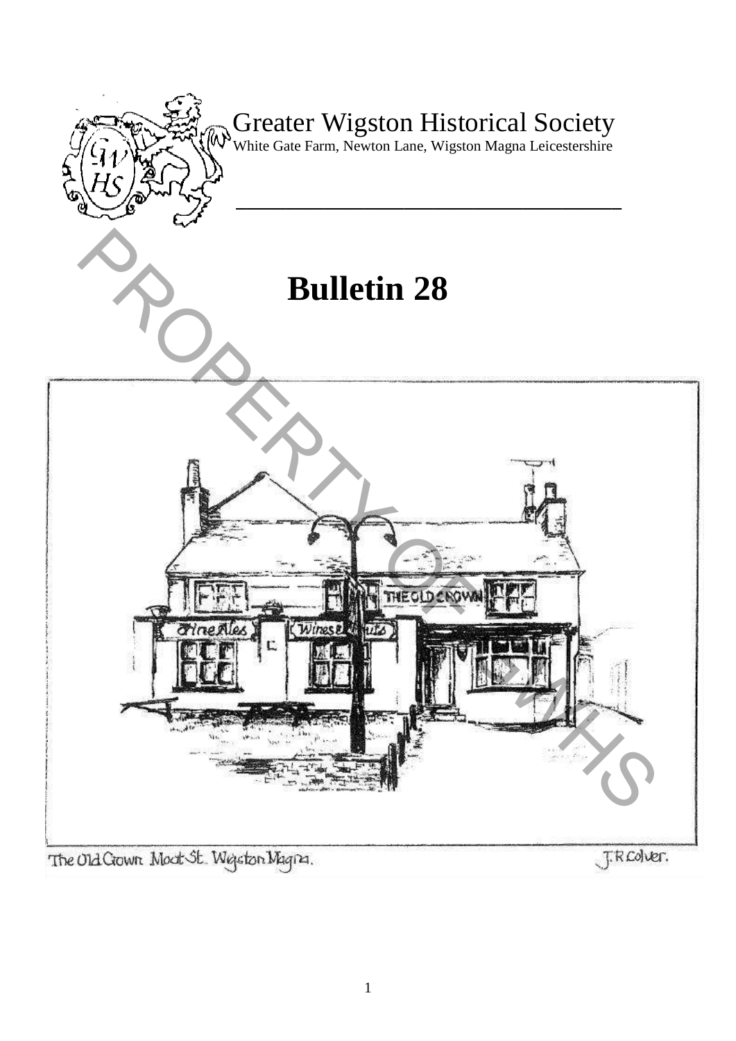# Greater Wigston Historical Society

White Gate Farm, Newton Lane, Wigston Magna Leicestershire

# Bulletin 28

The Old Crown Moat St. Wigston Magna. J.R.Colver.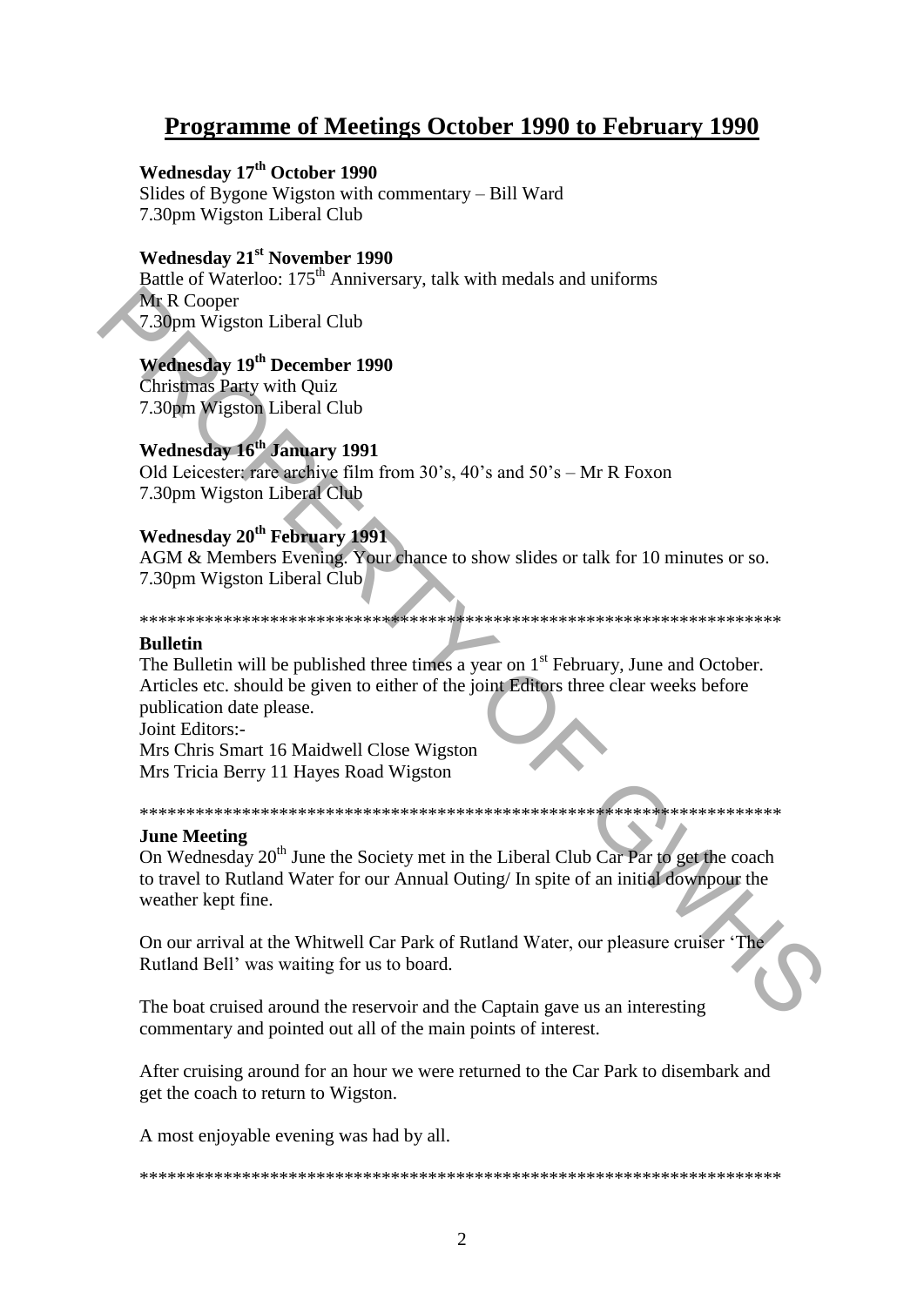## Programme of Meetings October 1990 to February 1990

**Wednesday 17th October 1990**
Slides of Bygone Wigston with commentary – Bill Ward
7.30pm Wigston Liberal Club

**Wednesday 21st November 1990**
Battle of Waterloo: 175th Anniversary, talk with medals and uniforms
Mr R Cooper
7.30pm Wigston Liberal Club

**Wednesday 19th December 1990**
Christmas Party with Quiz
7.30pm Wigston Liberal Club

**Wednesday 16th January 1991**
Old Leicester: rare archive film from 30's, 40's and 50's – Mr R Foxon
7.30pm Wigston Liberal Club

**Wednesday 20th February 1991**
AGM & Members Evening. Your chance to show slides or talk for 10 minutes or so.
7.30pm Wigston Liberal Club

************************************************************************

**Bulletin**
The Bulletin will be published three times a year on 1st February, June and October. Articles etc. should be given to either of the joint Editors three clear weeks before publication date please.
Joint Editors:-
Mrs Chris Smart 16 Maidwell Close Wigston
Mrs Tricia Berry 11 Hayes Road Wigston

************************************************************************

**June Meeting**
On Wednesday 20th June the Society met in the Liberal Club Car Par to get the coach to travel to Rutland Water for our Annual Outing/ In spite of an initial downpour the weather kept fine.

On our arrival at the Whitwell Car Park of Rutland Water, our pleasure cruiser 'The Rutland Bell' was waiting for us to board.

The boat cruised around the reservoir and the Captain gave us an interesting commentary and pointed out all of the main points of interest.

After cruising around for an hour we were returned to the Car Park to disembark and get the coach to return to Wigston.

A most enjoyable evening was had by all.

************************************************************************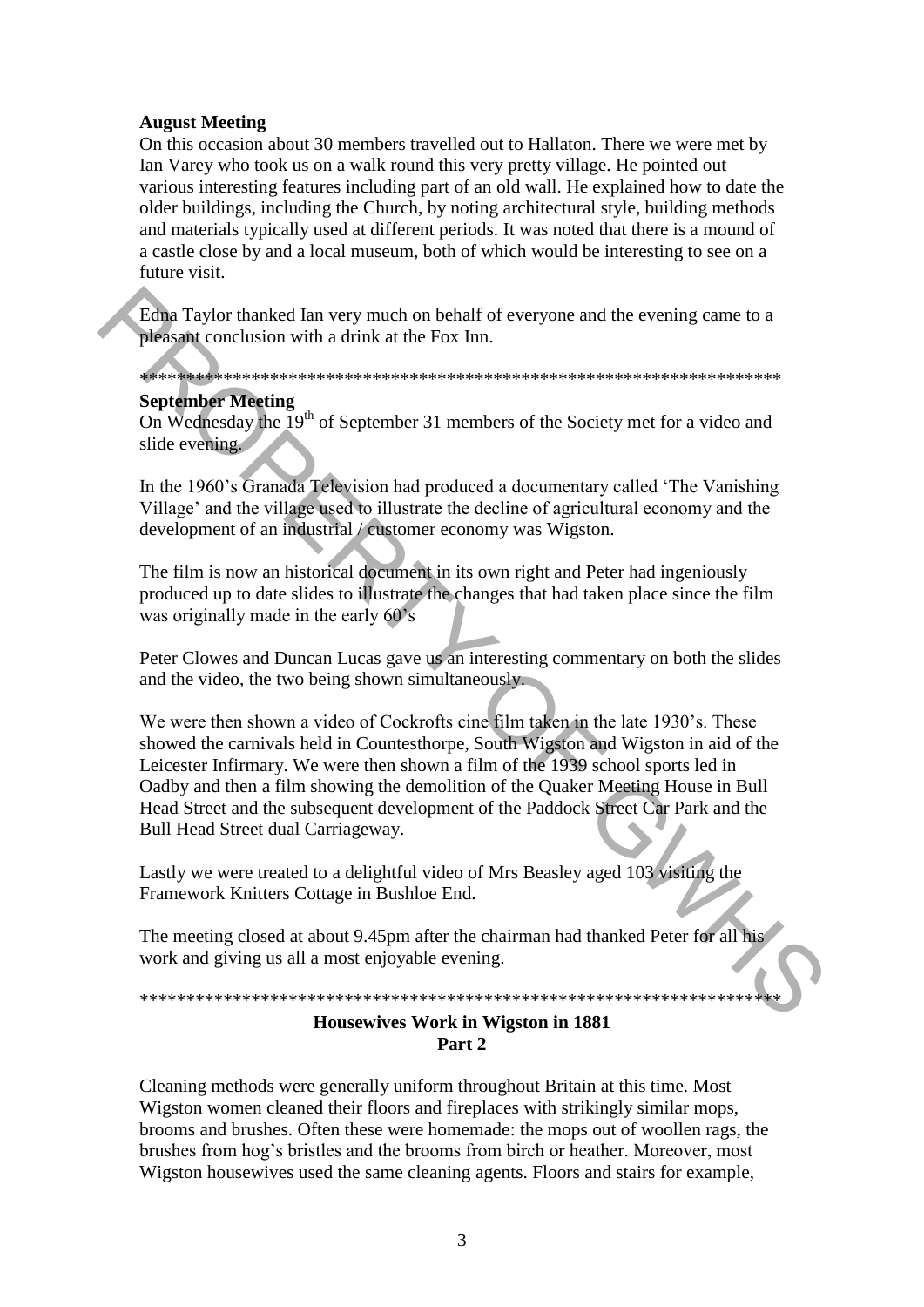**August Meeting**

On this occasion about 30 members travelled out to Hallaton. There we were met by Ian Varey who took us on a walk round this very pretty village. He pointed out various interesting features including part of an old wall. He explained how to date the older buildings, including the Church, by noting architectural style, building methods and materials typically used at different periods. It was noted that there is a mound of a castle close by and a local museum, both of which would be interesting to see on a future visit.

Edna Taylor thanked Ian very much on behalf of everyone and the evening came to a pleasant conclusion with a drink at the Fox Inn.

**********************************************************************

**September Meeting**

On Wednesday the 19th of September 31 members of the Society met for a video and slide evening.

In the 1960's Granada Television had produced a documentary called 'The Vanishing Village' and the village used to illustrate the decline of agricultural economy and the development of an industrial / customer economy was Wigston.

The film is now an historical document in its own right and Peter had ingeniously produced up to date slides to illustrate the changes that had taken place since the film was originally made in the early 60's

Peter Clowes and Duncan Lucas gave us an interesting commentary on both the slides and the video, the two being shown simultaneously.

We were then shown a video of Cockrofts cine film taken in the late 1930's. These showed the carnivals held in Countesthorpe, South Wigston and Wigston in aid of the Leicester Infirmary. We were then shown a film of the 1939 school sports led in Oadby and then a film showing the demolition of the Quaker Meeting House in Bull Head Street and the subsequent development of the Paddock Street Car Park and the Bull Head Street dual Carriageway.

Lastly we were treated to a delightful video of Mrs Beasley aged 103 visiting the Framework Knitters Cottage in Bushloe End.

The meeting closed at about 9.45pm after the chairman had thanked Peter for all his work and giving us all a most enjoyable evening.

**********************************************************************

**Housewives Work in Wigston in 1881**
**Part 2**

Cleaning methods were generally uniform throughout Britain at this time. Most Wigston women cleaned their floors and fireplaces with strikingly similar mops, brooms and brushes. Often these were homemade: the mops out of woollen rags, the brushes from hog's bristles and the brooms from birch or heather. Moreover, most Wigston housewives used the same cleaning agents. Floors and stairs for example,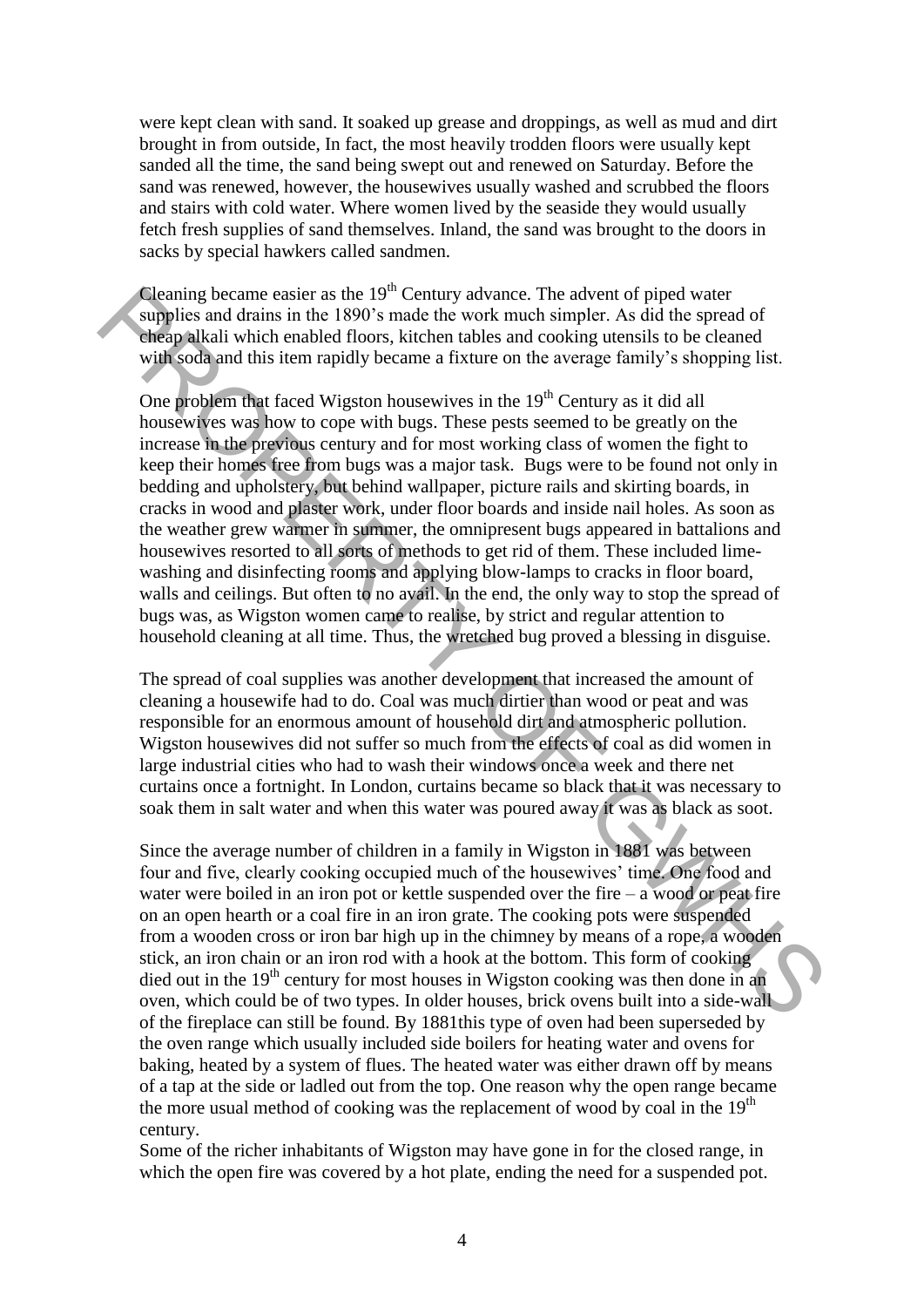were kept clean with sand. It soaked up grease and droppings, as well as mud and dirt brought in from outside, In fact, the most heavily trodden floors were usually kept sanded all the time, the sand being swept out and renewed on Saturday. Before the sand was renewed, however, the housewives usually washed and scrubbed the floors and stairs with cold water. Where women lived by the seaside they would usually fetch fresh supplies of sand themselves. Inland, the sand was brought to the doors in sacks by special hawkers called sandmen.

Cleaning became easier as the 19th Century advance. The advent of piped water supplies and drains in the 1890's made the work much simpler. As did the spread of cheap alkali which enabled floors, kitchen tables and cooking utensils to be cleaned with soda and this item rapidly became a fixture on the average family's shopping list.

One problem that faced Wigston housewives in the 19th Century as it did all housewives was how to cope with bugs. These pests seemed to be greatly on the increase in the previous century and for most working class of women the fight to keep their homes free from bugs was a major task. Bugs were to be found not only in bedding and upholstery, but behind wallpaper, picture rails and skirting boards, in cracks in wood and plaster work, under floor boards and inside nail holes. As soon as the weather grew warmer in summer, the omnipresent bugs appeared in battalions and housewives resorted to all sorts of methods to get rid of them. These included lime-washing and disinfecting rooms and applying blow-lamps to cracks in floor board, walls and ceilings. But often to no avail. In the end, the only way to stop the spread of bugs was, as Wigston women came to realise, by strict and regular attention to household cleaning at all time. Thus, the wretched bug proved a blessing in disguise.

The spread of coal supplies was another development that increased the amount of cleaning a housewife had to do. Coal was much dirtier than wood or peat and was responsible for an enormous amount of household dirt and atmospheric pollution. Wigston housewives did not suffer so much from the effects of coal as did women in large industrial cities who had to wash their windows once a week and there net curtains once a fortnight. In London, curtains became so black that it was necessary to soak them in salt water and when this water was poured away it was as black as soot.

Since the average number of children in a family in Wigston in 1881 was between four and five, clearly cooking occupied much of the housewives' time. One food and water were boiled in an iron pot or kettle suspended over the fire – a wood or peat fire on an open hearth or a coal fire in an iron grate. The cooking pots were suspended from a wooden cross or iron bar high up in the chimney by means of a rope, a wooden stick, an iron chain or an iron rod with a hook at the bottom. This form of cooking died out in the 19th century for most houses in Wigston cooking was then done in an oven, which could be of two types. In older houses, brick ovens built into a side-wall of the fireplace can still be found. By 1881this type of oven had been superseded by the oven range which usually included side boilers for heating water and ovens for baking, heated by a system of flues. The heated water was either drawn off by means of a tap at the side or ladled out from the top. One reason why the open range became the more usual method of cooking was the replacement of wood by coal in the 19th century.

Some of the richer inhabitants of Wigston may have gone in for the closed range, in which the open fire was covered by a hot plate, ending the need for a suspended pot.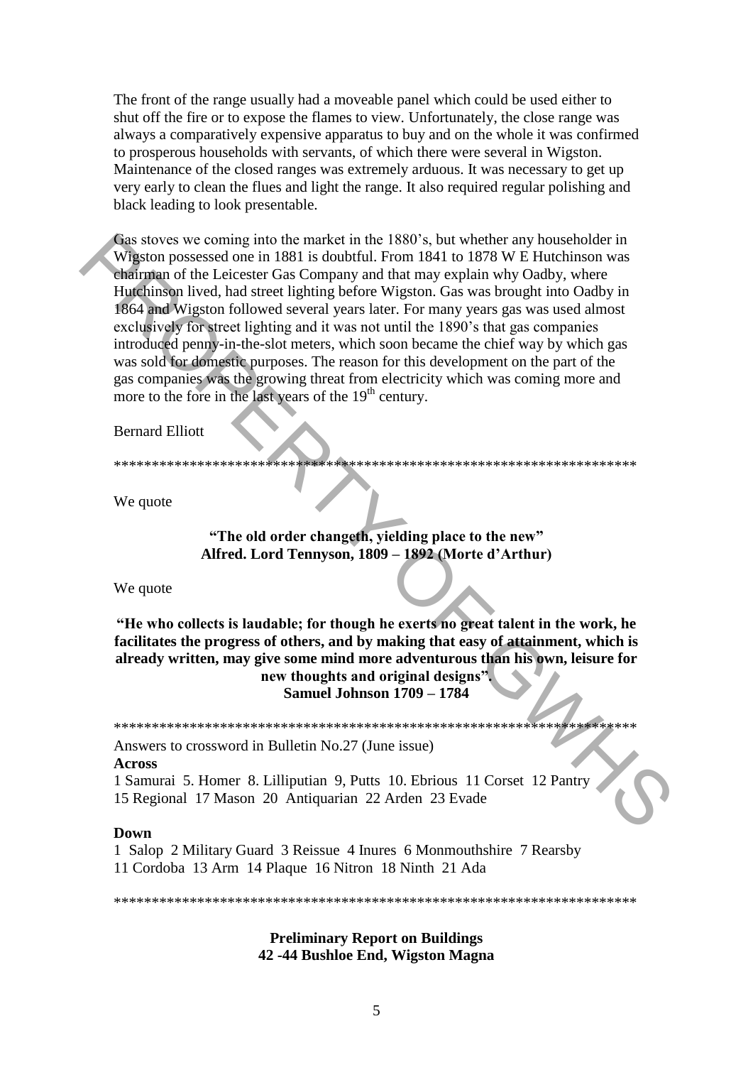The front of the range usually had a moveable panel which could be used either to shut off the fire or to expose the flames to view. Unfortunately, the close range was always a comparatively expensive apparatus to buy and on the whole it was confirmed to prosperous households with servants, of which there were several in Wigston. Maintenance of the closed ranges was extremely arduous. It was necessary to get up very early to clean the flues and light the range. It also required regular polishing and black leading to look presentable.

Gas stoves we coming into the market in the 1880's, but whether any householder in Wigston possessed one in 1881 is doubtful. From 1841 to 1878 W E Hutchinson was chairman of the Leicester Gas Company and that may explain why Oadby, where Hutchinson lived, had street lighting before Wigston. Gas was brought into Oadby in 1864 and Wigston followed several years later. For many years gas was used almost exclusively for street lighting and it was not until the 1890's that gas companies introduced penny-in-the-slot meters, which soon became the chief way by which gas was sold for domestic purposes. The reason for this development on the part of the gas companies was the growing threat from electricity which was coming more and more to the fore in the last years of the 19th century.

Bernard Elliott

\*\*\*\*\*\*\*\*\*\*\*\*\*\*\*\*\*\*\*\*\*\*\*\*\*\*\*\*\*\*\*\*\*\*\*\*\*\*\*\*\*\*\*\*\*\*\*\*\*\*\*\*\*\*\*\*\*\*\*\*\*\*\*\*\*\*\*\*\*\*

We quote

**"The old order changeth, yielding place to the new"**
**Alfred. Lord Tennyson, 1809 – 1892 (Morte d'Arthur)**

We quote

**"He who collects is laudable; for though he exerts no great talent in the work, he facilitates the progress of others, and by making that easy of attainment, which is already written, may give some mind more adventurous than his own, leisure for new thoughts and original designs".**
**Samuel Johnson 1709 – 1784**

\*\*\*\*\*\*\*\*\*\*\*\*\*\*\*\*\*\*\*\*\*\*\*\*\*\*\*\*\*\*\*\*\*\*\*\*\*\*\*\*\*\*\*\*\*\*\*\*\*\*\*\*\*\*\*\*\*\*\*\*\*\*\*\*\*\*\*\*\*\*

Answers to crossword in Bulletin No.27 (June issue)

**Across**

1 Samurai 5. Homer 8. Lilliputian 9, Putts 10. Ebrious 11 Corset 12 Pantry 15 Regional 17 Mason 20 Antiquarian 22 Arden 23 Evade

**Down**

1 Salop 2 Military Guard 3 Reissue 4 Inures 6 Monmouthshire 7 Rearsby 11 Cordoba 13 Arm 14 Plaque 16 Nitron 18 Ninth 21 Ada

\*\*\*\*\*\*\*\*\*\*\*\*\*\*\*\*\*\*\*\*\*\*\*\*\*\*\*\*\*\*\*\*\*\*\*\*\*\*\*\*\*\*\*\*\*\*\*\*\*\*\*\*\*\*\*\*\*\*\*\*\*\*\*\*\*\*\*\*\*\*

**Preliminary Report on Buildings**
**42 -44 Bushloe End, Wigston Magna**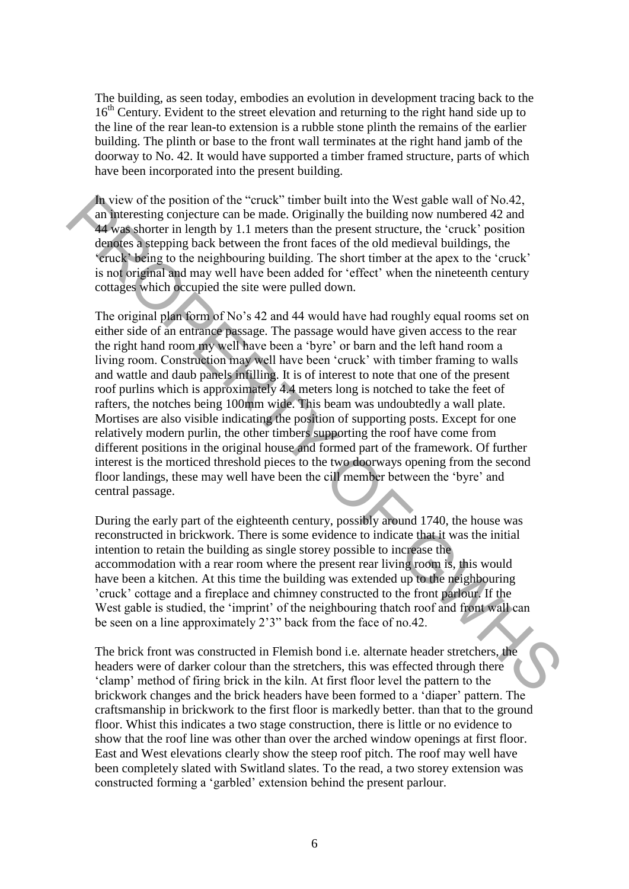The building, as seen today, embodies an evolution in development tracing back to the 16th Century. Evident to the street elevation and returning to the right hand side up to the line of the rear lean-to extension is a rubble stone plinth the remains of the earlier building. The plinth or base to the front wall terminates at the right hand jamb of the doorway to No. 42. It would have supported a timber framed structure, parts of which have been incorporated into the present building.

In view of the position of the "cruck" timber built into the West gable wall of No.42, an interesting conjecture can be made. Originally the building now numbered 42 and 44 was shorter in length by 1.1 meters than the present structure, the 'cruck' position denotes a stepping back between the front faces of the old medieval buildings, the 'cruck' being to the neighbouring building. The short timber at the apex to the 'cruck' is not original and may well have been added for 'effect' when the nineteenth century cottages which occupied the site were pulled down.

The original plan form of No's 42 and 44 would have had roughly equal rooms set on either side of an entrance passage. The passage would have given access to the rear the right hand room my well have been a 'byre' or barn and the left hand room a living room. Construction may well have been 'cruck' with timber framing to walls and wattle and daub panels infilling. It is of interest to note that one of the present roof purlins which is approximately 4.4 meters long is notched to take the feet of rafters, the notches being 100mm wide. This beam was undoubtedly a wall plate. Mortises are also visible indicating the position of supporting posts. Except for one relatively modern purlin, the other timbers supporting the roof have come from different positions in the original house and formed part of the framework. Of further interest is the morticed threshold pieces to the two doorways opening from the second floor landings, these may well have been the cill member between the 'byre' and central passage.

During the early part of the eighteenth century, possibly around 1740, the house was reconstructed in brickwork. There is some evidence to indicate that it was the initial intention to retain the building as single storey possible to increase the accommodation with a rear room where the present rear living room is, this would have been a kitchen. At this time the building was extended up to the neighbouring 'cruck' cottage and a fireplace and chimney constructed to the front parlour. If the West gable is studied, the 'imprint' of the neighbouring thatch roof and front wall can be seen on a line approximately 2'3" back from the face of no.42.

The brick front was constructed in Flemish bond i.e. alternate header stretchers, the headers were of darker colour than the stretchers, this was effected through there 'clamp' method of firing brick in the kiln. At first floor level the pattern to the brickwork changes and the brick headers have been formed to a 'diaper' pattern. The craftsmanship in brickwork to the first floor is markedly better. than that to the ground floor. Whist this indicates a two stage construction, there is little or no evidence to show that the roof line was other than over the arched window openings at first floor. East and West elevations clearly show the steep roof pitch. The roof may well have been completely slated with Switland slates. To the read, a two storey extension was constructed forming a 'garbled' extension behind the present parlour.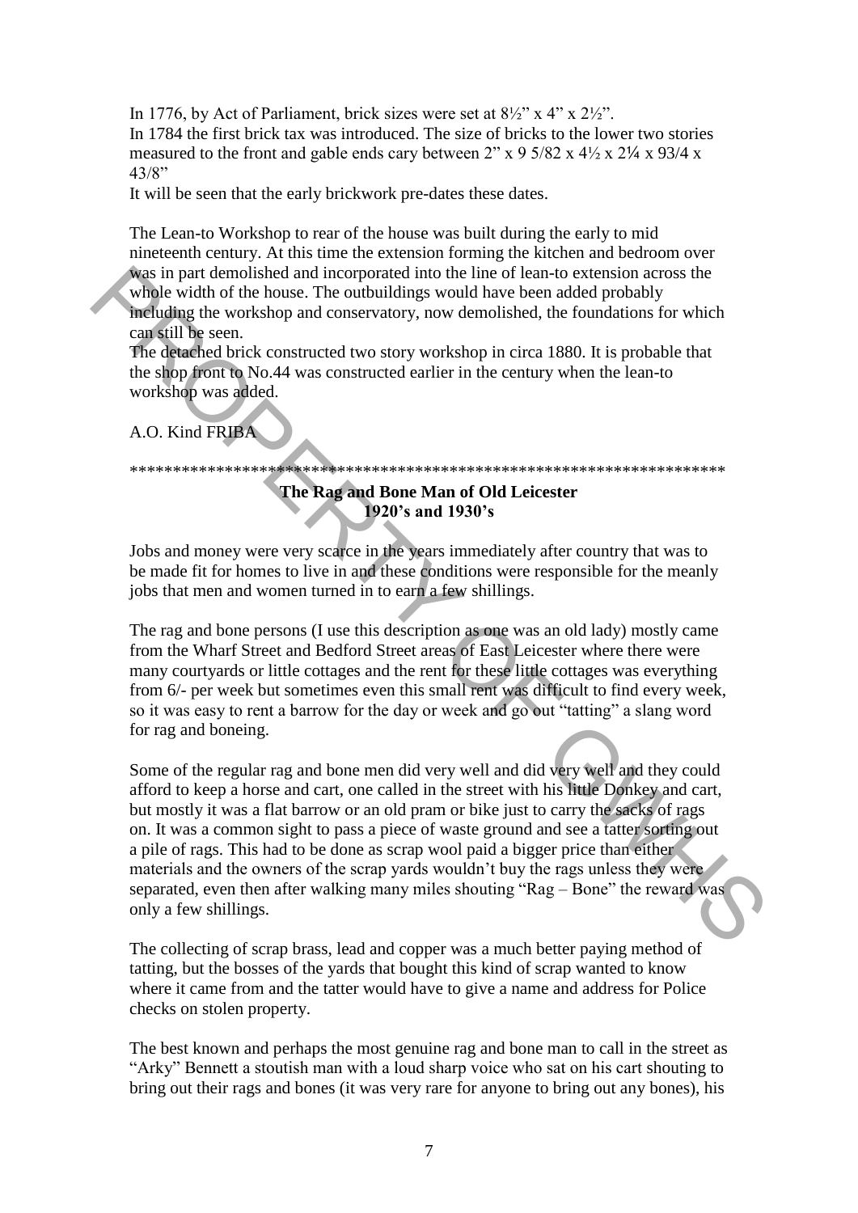In 1776, by Act of Parliament, brick sizes were set at 8½" x 4" x 2½".
In 1784 the first brick tax was introduced. The size of bricks to the lower two stories measured to the front and gable ends cary between 2" x 9 5/82 x 4½ x 2¼ x 93/4 x 43/8"
It will be seen that the early brickwork pre-dates these dates.

The Lean-to Workshop to rear of the house was built during the early to mid nineteenth century. At this time the extension forming the kitchen and bedroom over was in part demolished and incorporated into the line of lean-to extension across the whole width of the house. The outbuildings would have been added probably including the workshop and conservatory, now demolished, the foundations for which can still be seen.
The detached brick constructed two story workshop in circa 1880. It is probable that the shop front to No.44 was constructed earlier in the century when the lean-to workshop was added.

A.O. Kind FRIBA

*********************************************************************

**The Rag and Bone Man of Old Leicester**
**1920's and 1930's**

Jobs and money were very scarce in the years immediately after country that was to be made fit for homes to live in and these conditions were responsible for the meanly jobs that men and women turned in to earn a few shillings.

The rag and bone persons (I use this description as one was an old lady) mostly came from the Wharf Street and Bedford Street areas of East Leicester where there were many courtyards or little cottages and the rent for these little cottages was everything from 6/- per week but sometimes even this small rent was difficult to find every week, so it was easy to rent a barrow for the day or week and go out "tatting" a slang word for rag and boneing.

Some of the regular rag and bone men did very well and did very well and they could afford to keep a horse and cart, one called in the street with his little Donkey and cart, but mostly it was a flat barrow or an old pram or bike just to carry the sacks of rags on. It was a common sight to pass a piece of waste ground and see a tatter sorting out a pile of rags. This had to be done as scrap wool paid a bigger price than either materials and the owners of the scrap yards wouldn't buy the rags unless they were separated, even then after walking many miles shouting "Rag – Bone" the reward was only a few shillings.

The collecting of scrap brass, lead and copper was a much better paying method of tatting, but the bosses of the yards that bought this kind of scrap wanted to know where it came from and the tatter would have to give a name and address for Police checks on stolen property.

The best known and perhaps the most genuine rag and bone man to call in the street as "Arky" Bennett a stoutish man with a loud sharp voice who sat on his cart shouting to bring out their rags and bones (it was very rare for anyone to bring out any bones), his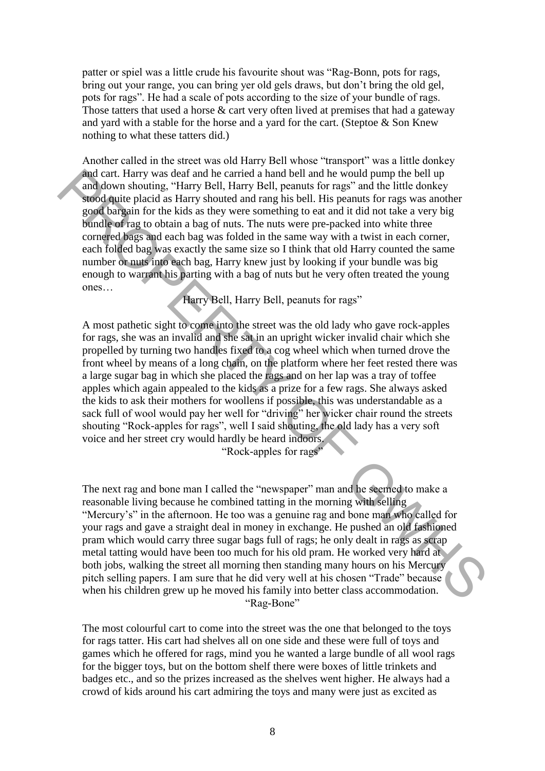patter or spiel was a little crude his favourite shout was "Rag-Bonn, pots for rags, bring out your range, you can bring yer old gels draws, but don't bring the old gel, pots for rags". He had a scale of pots according to the size of your bundle of rags. Those tatters that used a horse & cart very often lived at premises that had a gateway and yard with a stable for the horse and a yard for the cart. (Steptoe & Son Knew nothing to what these tatters did.)

Another called in the street was old Harry Bell whose "transport" was a little donkey and cart. Harry was deaf and he carried a hand bell and he would pump the bell up and down shouting, "Harry Bell, Harry Bell, peanuts for rags" and the little donkey stood quite placid as Harry shouted and rang his bell. His peanuts for rags was another good bargain for the kids as they were something to eat and it did not take a very big bundle of rag to obtain a bag of nuts. The nuts were pre-packed into white three cornered bags and each bag was folded in the same way with a twist in each corner, each folded bag was exactly the same size so I think that old Harry counted the same number or nuts into each bag, Harry knew just by looking if your bundle was big enough to warrant his parting with a bag of nuts but he very often treated the young ones…

Harry Bell, Harry Bell, peanuts for rags"

A most pathetic sight to come into the street was the old lady who gave rock-apples for rags, she was an invalid and she sat in an upright wicker invalid chair which she propelled by turning two handles fixed to a cog wheel which when turned drove the front wheel by means of a long chain, on the platform where her feet rested there was a large sugar bag in which she placed the rags and on her lap was a tray of toffee apples which again appealed to the kids as a prize for a few rags. She always asked the kids to ask their mothers for woollens if possible, this was understandable as a sack full of wool would pay her well for "driving" her wicker chair round the streets shouting "Rock-apples for rags", well I said shouting, the old lady has a very soft voice and her street cry would hardly be heard indoors.

"Rock-apples for rags"

The next rag and bone man I called the "newspaper" man and he seemed to make a reasonable living because he combined tatting in the morning with selling "Mercury's" in the afternoon. He too was a genuine rag and bone man who called for your rags and gave a straight deal in money in exchange. He pushed an old fashioned pram which would carry three sugar bags full of rags; he only dealt in rags as scrap metal tatting would have been too much for his old pram. He worked very hard at both jobs, walking the street all morning then standing many hours on his Mercury pitch selling papers. I am sure that he did very well at his chosen "Trade" because when his children grew up he moved his family into better class accommodation.

"Rag-Bone"

The most colourful cart to come into the street was the one that belonged to the toys for rags tatter. His cart had shelves all on one side and these were full of toys and games which he offered for rags, mind you he wanted a large bundle of all wool rags for the bigger toys, but on the bottom shelf there were boxes of little trinkets and badges etc., and so the prizes increased as the shelves went higher. He always had a crowd of kids around his cart admiring the toys and many were just as excited as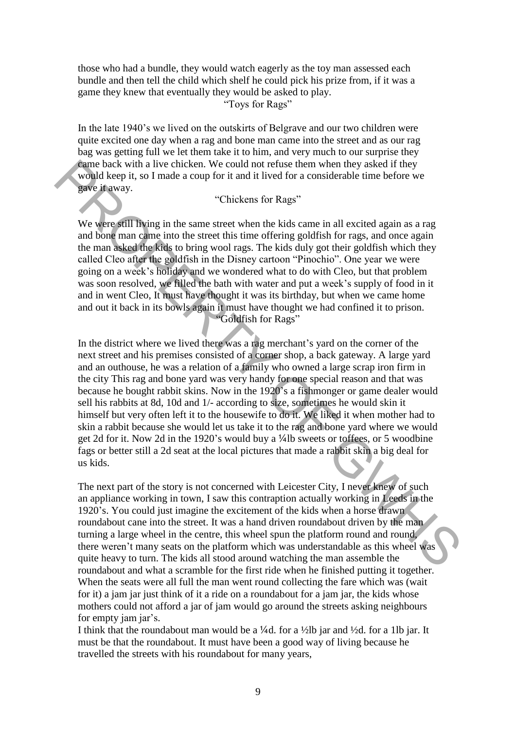those who had a bundle, they would watch eagerly as the toy man assessed each bundle and then tell the child which shelf he could pick his prize from, if it was a game they knew that eventually they would be asked to play.

"Toys for Rags"

In the late 1940's we lived on the outskirts of Belgrave and our two children were quite excited one day when a rag and bone man came into the street and as our rag bag was getting full we let them take it to him, and very much to our surprise they came back with a live chicken. We could not refuse them when they asked if they would keep it, so I made a coup for it and it lived for a considerable time before we gave it away.

"Chickens for Rags"

We were still living in the same street when the kids came in all excited again as a rag and bone man came into the street this time offering goldfish for rags, and once again the man asked the kids to bring wool rags. The kids duly got their goldfish which they called Cleo after the goldfish in the Disney cartoon "Pinochio". One year we were going on a week's holiday and we wondered what to do with Cleo, but that problem was soon resolved, we filled the bath with water and put a week's supply of food in it and in went Cleo, It must have thought it was its birthday, but when we came home and out it back in its bowls again it must have thought we had confined it to prison.

"Goldfish for Rags"

In the district where we lived there was a rag merchant's yard on the corner of the next street and his premises consisted of a corner shop, a back gateway. A large yard and an outhouse, he was a relation of a family who owned a large scrap iron firm in the city This rag and bone yard was very handy for one special reason and that was because he bought rabbit skins. Now in the 1920's a fishmonger or game dealer would sell his rabbits at 8d, 10d and 1/- according to size, sometimes he would skin it himself but very often left it to the housewife to do it. We liked it when mother had to skin a rabbit because she would let us take it to the rag and bone yard where we would get 2d for it. Now 2d in the 1920's would buy a ¼lb sweets or toffees, or 5 woodbine fags or better still a 2d seat at the local pictures that made a rabbit skin a big deal for us kids.

The next part of the story is not concerned with Leicester City, I never knew of such an appliance working in town, I saw this contraption actually working in Leeds in the 1920's. You could just imagine the excitement of the kids when a horse drawn roundabout cane into the street. It was a hand driven roundabout driven by the man turning a large wheel in the centre, this wheel spun the platform round and round, there weren't many seats on the platform which was understandable as this wheel was quite heavy to turn. The kids all stood around watching the man assemble the roundabout and what a scramble for the first ride when he finished putting it together. When the seats were all full the man went round collecting the fare which was (wait for it) a jam jar just think of it a ride on a roundabout for a jam jar, the kids whose mothers could not afford a jar of jam would go around the streets asking neighbours for empty jam jar's.

I think that the roundabout man would be a ¼d. for a ½lb jar and ½d. for a 1lb jar. It must be that the roundabout. It must have been a good way of living because he travelled the streets with his roundabout for many years,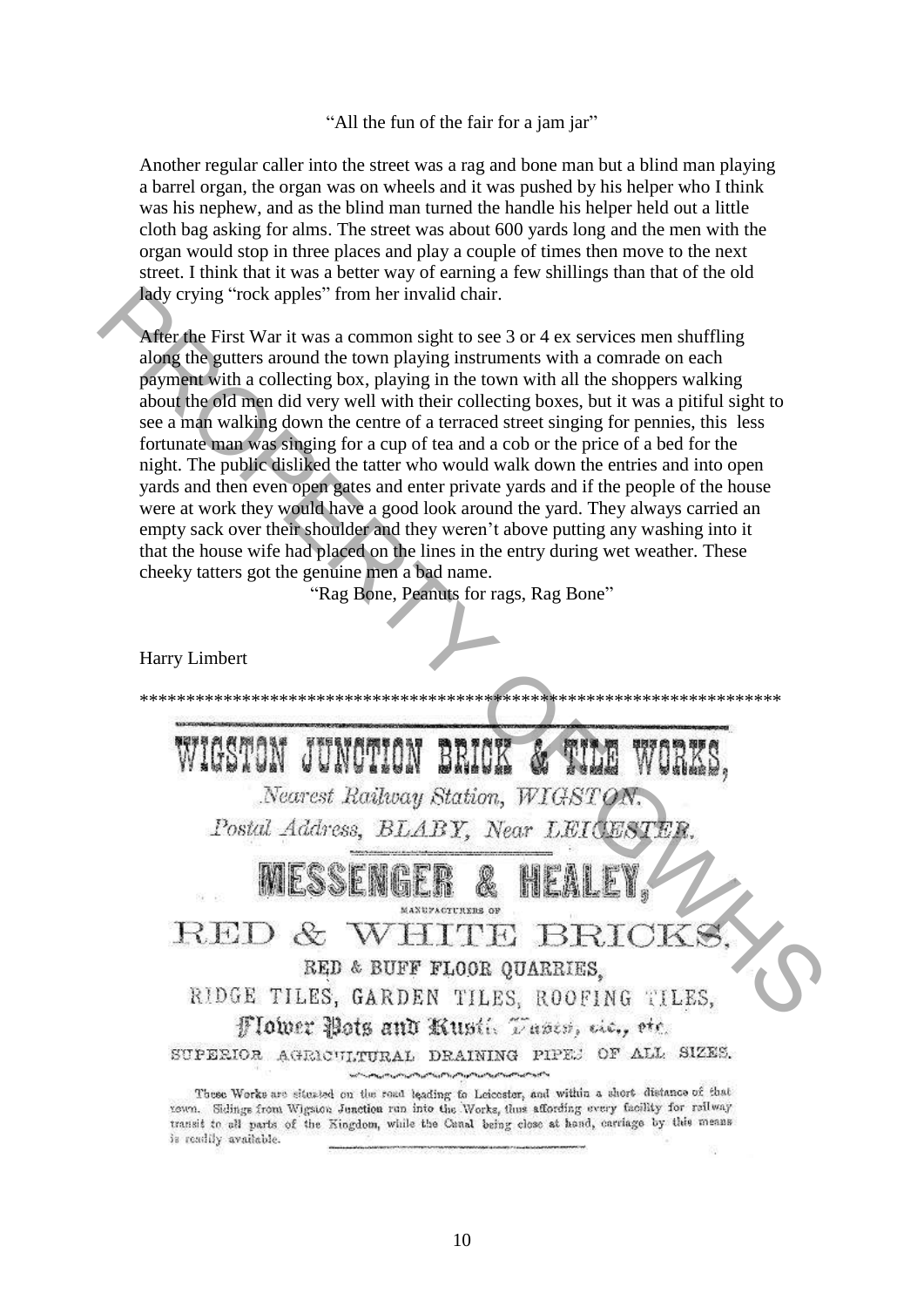"All the fun of the fair for a jam jar"

Another regular caller into the street was a rag and bone man but a blind man playing a barrel organ, the organ was on wheels and it was pushed by his helper who I think was his nephew, and as the blind man turned the handle his helper held out a little cloth bag asking for alms. The street was about 600 yards long and the men with the organ would stop in three places and play a couple of times then move to the next street. I think that it was a better way of earning a few shillings than that of the old lady crying "rock apples" from her invalid chair.

After the First War it was a common sight to see 3 or 4 ex services men shuffling along the gutters around the town playing instruments with a comrade on each payment with a collecting box, playing in the town with all the shoppers walking about the old men did very well with their collecting boxes, but it was a pitiful sight to see a man walking down the centre of a terraced street singing for pennies, this less fortunate man was singing for a cup of tea and a cob or the price of a bed for the night. The public disliked the tatter who would walk down the entries and into open yards and then even open gates and enter private yards and if the people of the house were at work they would have a good look around the yard. They always carried an empty sack over their shoulder and they weren't above putting any washing into it that the house wife had placed on the lines in the entry during wet weather. These cheeky tatters got the genuine men a bad name.

"Rag Bone, Peanuts for rags, Rag Bone"

Harry Limbert

******************************************************************************

# WIGSTON JUNCTION BRICK & TILE WORKS,

*Nearest Railway Station, WIGSTON.*

*Postal Address, BLABY, Near LEICESTER.*

## MESSENGER & HEALEY,

MANUFACTURERS OF

## RED & WHITE BRICKS,

RED & BUFF FLOOR QUARRIES,

RIDGE TILES, GARDEN TILES, ROOFING TILES,

Flower Pots and Rustic Vases, etc., etc.

SUPERIOR AGRICULTURAL DRAINING PIPES OF ALL SIZES.

These Works are situated on the road leading to Leicester, and within a short distance of that town. Sidings from Wigston Junction run into the Works, thus affording every facility for railway transit to all parts of the Kingdom, while the Canal being close at hand, carriage by this means is readily available.